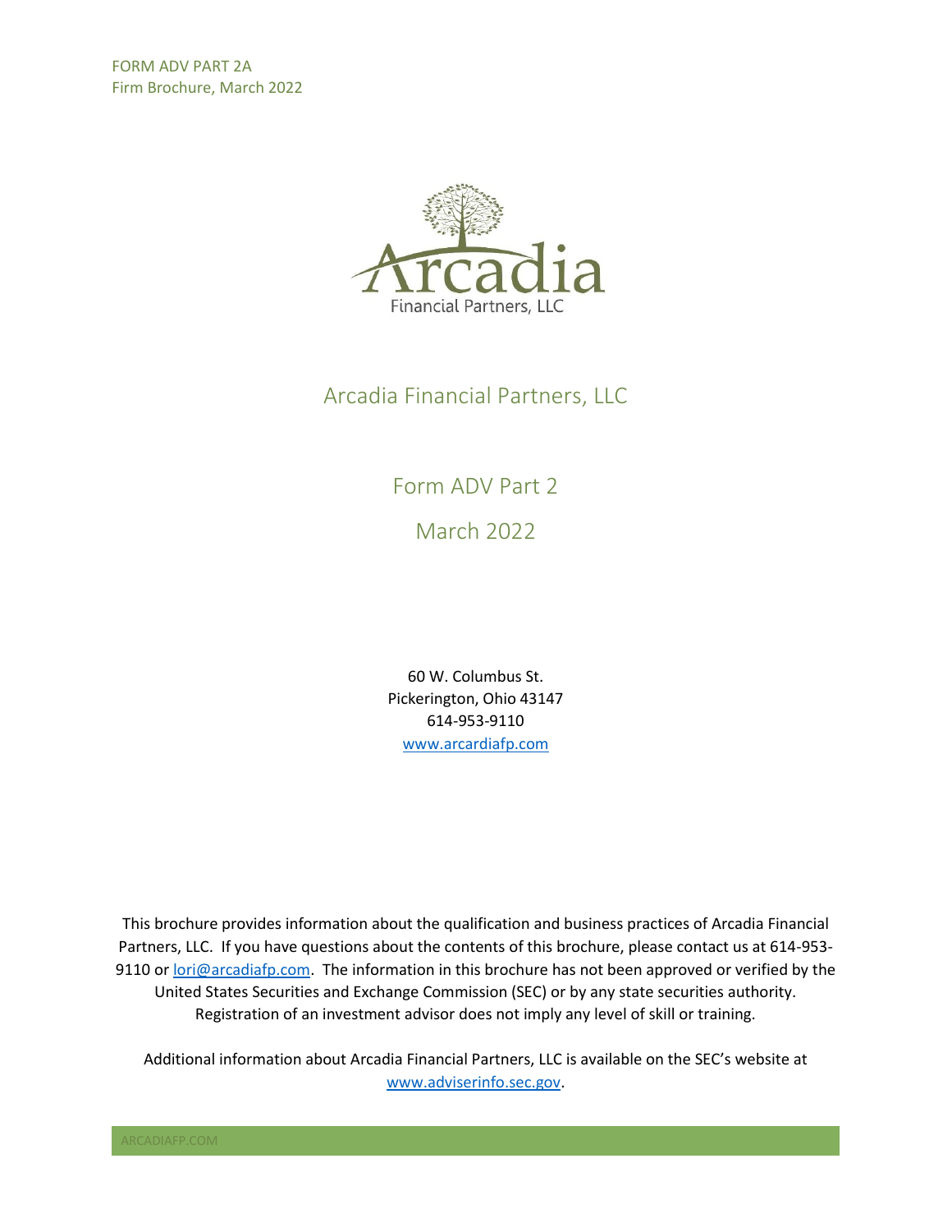FORM ADV PART 2A
Firm Brochure, March 2022

Arcadia
Financial Partners, LLC

# Arcadia Financial Partners, LLC

## Form ADV Part 2

## March 2022

60 W. Columbus St.
Pickerington, Ohio 43147
614-953-9110
www.arcardiafp.com

This brochure provides information about the qualification and business practices of Arcadia Financial Partners, LLC. If you have questions about the contents of this brochure, please contact us at 614-953-9110 or lori@arcadiafp.com. The information in this brochure has not been approved or verified by the United States Securities and Exchange Commission (SEC) or by any state securities authority. Registration of an investment advisor does not imply any level of skill or training.

Additional information about Arcadia Financial Partners, LLC is available on the SEC's website at www.adviserinfo.sec.gov.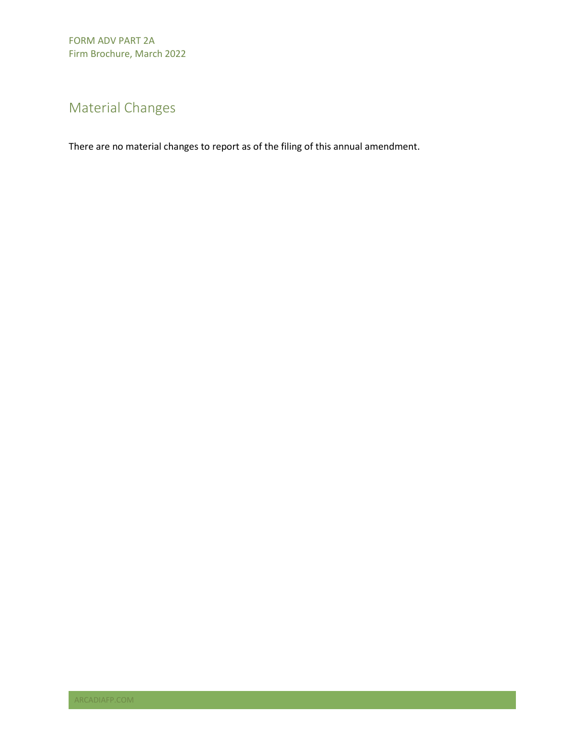## Material Changes

There are no material changes to report as of the filing of this annual amendment.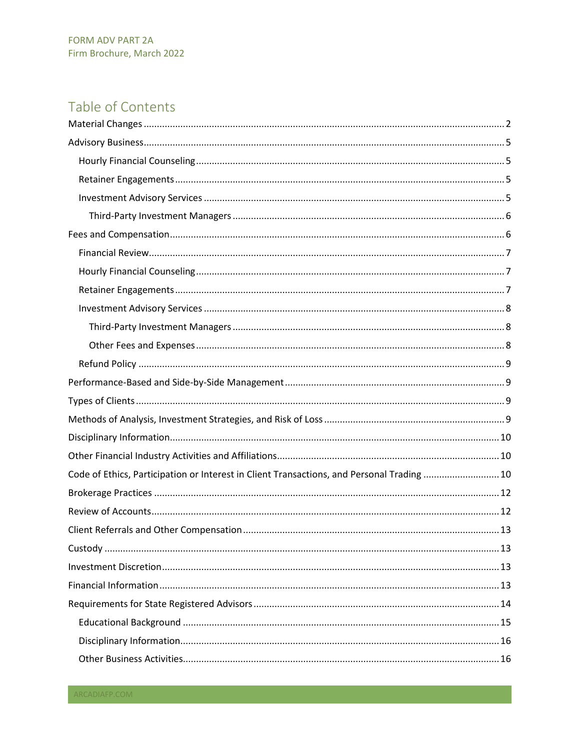# Table of Contents

- Material Changes ... 2
- Advisory Business ... 5
  - Hourly Financial Counseling ... 5
  - Retainer Engagements ... 5
  - Investment Advisory Services ... 5
    - Third-Party Investment Managers ... 6
- Fees and Compensation ... 6
  - Financial Review ... 7
  - Hourly Financial Counseling ... 7
  - Retainer Engagements ... 7
  - Investment Advisory Services ... 8
    - Third-Party Investment Managers ... 8
    - Other Fees and Expenses ... 8
  - Refund Policy ... 9
- Performance-Based and Side-by-Side Management ... 9
- Types of Clients ... 9
- Methods of Analysis, Investment Strategies, and Risk of Loss ... 9
- Disciplinary Information ... 10
- Other Financial Industry Activities and Affiliations ... 10
- Code of Ethics, Participation or Interest in Client Transactions, and Personal Trading ... 10
- Brokerage Practices ... 12
- Review of Accounts ... 12
- Client Referrals and Other Compensation ... 13
- Custody ... 13
- Investment Discretion ... 13
- Financial Information ... 13
- Requirements for State Registered Advisors ... 14
  - Educational Background ... 15
  - Disciplinary Information ... 16
  - Other Business Activities ... 16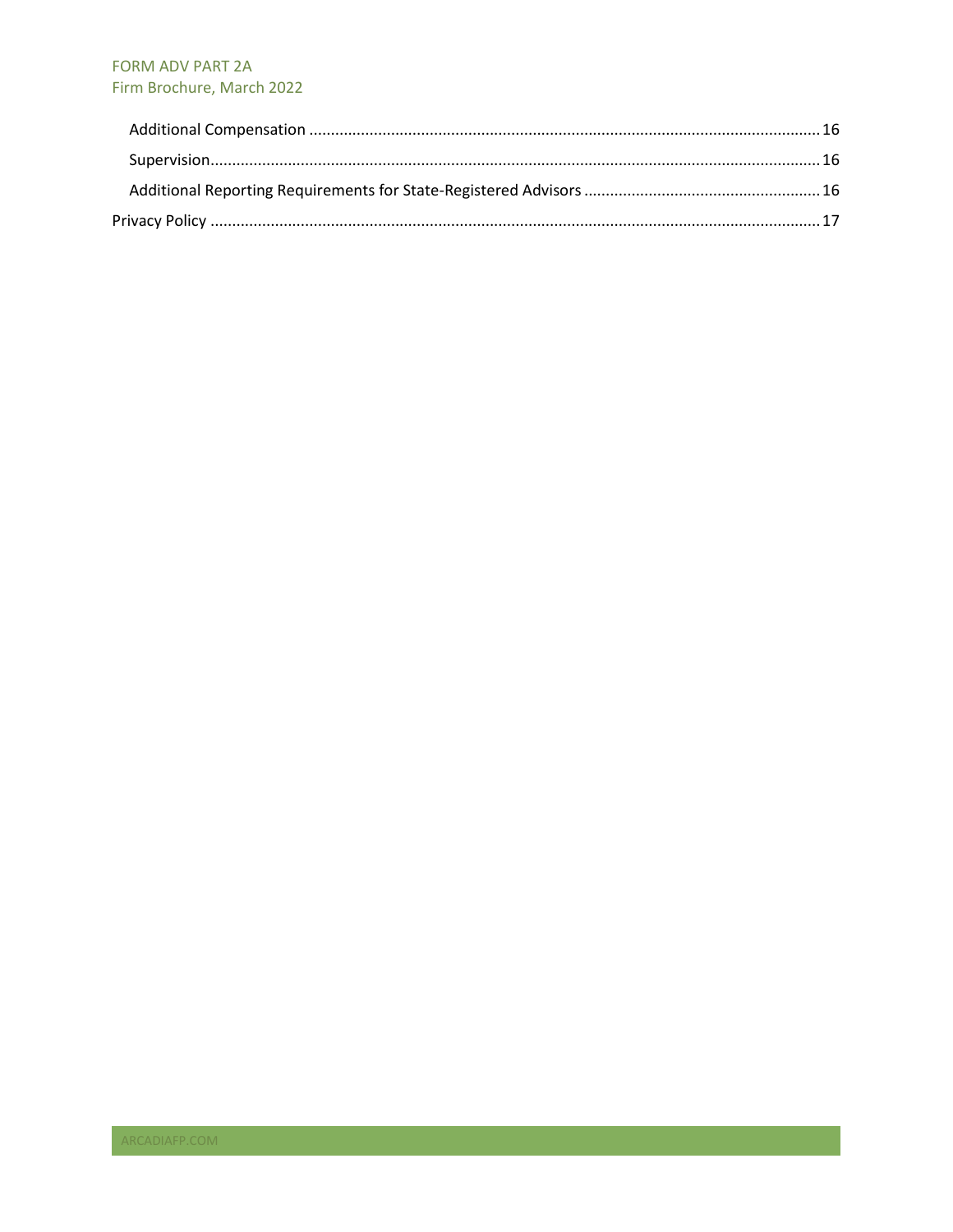Additional Compensation ..... 16

Supervision ..... 16

Additional Reporting Requirements for State-Registered Advisors ..... 16

Privacy Policy ..... 17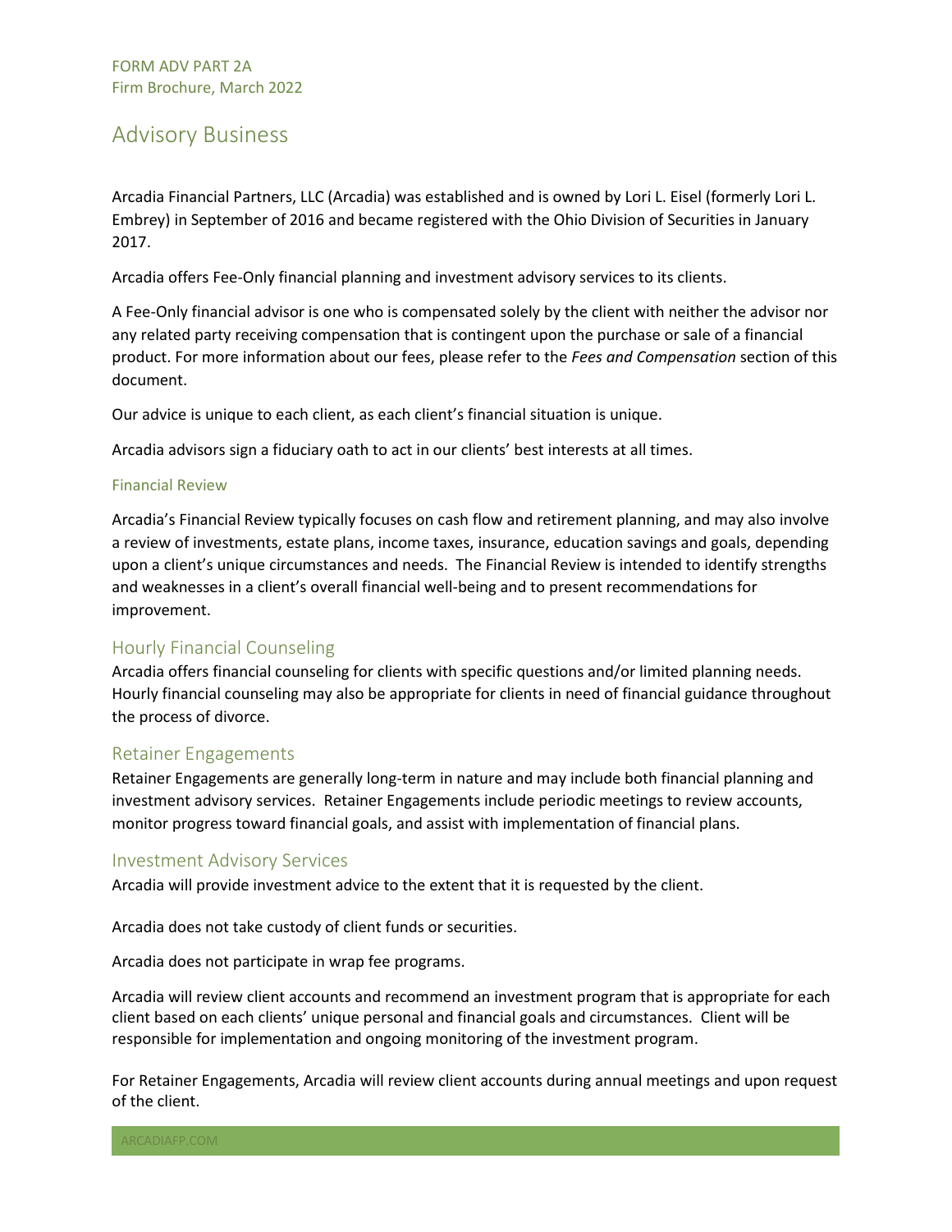# Advisory Business

Arcadia Financial Partners, LLC (Arcadia) was established and is owned by Lori L. Eisel (formerly Lori L. Embrey) in September of 2016 and became registered with the Ohio Division of Securities in January 2017.

Arcadia offers Fee-Only financial planning and investment advisory services to its clients.

A Fee-Only financial advisor is one who is compensated solely by the client with neither the advisor nor any related party receiving compensation that is contingent upon the purchase or sale of a financial product. For more information about our fees, please refer to the *Fees and Compensation* section of this document.

Our advice is unique to each client, as each client's financial situation is unique.

Arcadia advisors sign a fiduciary oath to act in our clients' best interests at all times.

### Financial Review

Arcadia's Financial Review typically focuses on cash flow and retirement planning, and may also involve a review of investments, estate plans, income taxes, insurance, education savings and goals, depending upon a client's unique circumstances and needs. The Financial Review is intended to identify strengths and weaknesses in a client's overall financial well-being and to present recommendations for improvement.

## Hourly Financial Counseling

Arcadia offers financial counseling for clients with specific questions and/or limited planning needs. Hourly financial counseling may also be appropriate for clients in need of financial guidance throughout the process of divorce.

## Retainer Engagements

Retainer Engagements are generally long-term in nature and may include both financial planning and investment advisory services. Retainer Engagements include periodic meetings to review accounts, monitor progress toward financial goals, and assist with implementation of financial plans.

## Investment Advisory Services

Arcadia will provide investment advice to the extent that it is requested by the client.

Arcadia does not take custody of client funds or securities.

Arcadia does not participate in wrap fee programs.

Arcadia will review client accounts and recommend an investment program that is appropriate for each client based on each clients' unique personal and financial goals and circumstances. Client will be responsible for implementation and ongoing monitoring of the investment program.

For Retainer Engagements, Arcadia will review client accounts during annual meetings and upon request of the client.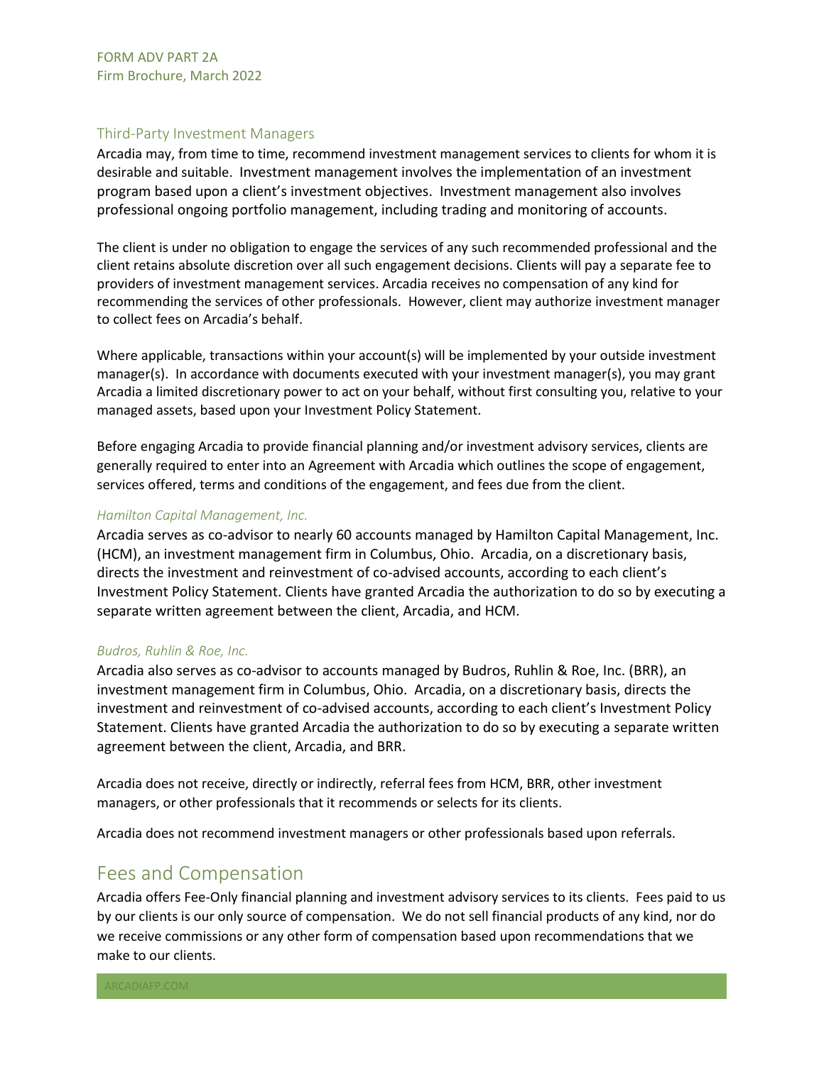### Third-Party Investment Managers

Arcadia may, from time to time, recommend investment management services to clients for whom it is desirable and suitable. Investment management involves the implementation of an investment program based upon a client's investment objectives. Investment management also involves professional ongoing portfolio management, including trading and monitoring of accounts.

The client is under no obligation to engage the services of any such recommended professional and the client retains absolute discretion over all such engagement decisions. Clients will pay a separate fee to providers of investment management services. Arcadia receives no compensation of any kind for recommending the services of other professionals. However, client may authorize investment manager to collect fees on Arcadia's behalf.

Where applicable, transactions within your account(s) will be implemented by your outside investment manager(s). In accordance with documents executed with your investment manager(s), you may grant Arcadia a limited discretionary power to act on your behalf, without first consulting you, relative to your managed assets, based upon your Investment Policy Statement.

Before engaging Arcadia to provide financial planning and/or investment advisory services, clients are generally required to enter into an Agreement with Arcadia which outlines the scope of engagement, services offered, terms and conditions of the engagement, and fees due from the client.

#### *Hamilton Capital Management, Inc.*

Arcadia serves as co-advisor to nearly 60 accounts managed by Hamilton Capital Management, Inc. (HCM), an investment management firm in Columbus, Ohio. Arcadia, on a discretionary basis, directs the investment and reinvestment of co-advised accounts, according to each client's Investment Policy Statement. Clients have granted Arcadia the authorization to do so by executing a separate written agreement between the client, Arcadia, and HCM.

#### *Budros, Ruhlin & Roe, Inc.*

Arcadia also serves as co-advisor to accounts managed by Budros, Ruhlin & Roe, Inc. (BRR), an investment management firm in Columbus, Ohio. Arcadia, on a discretionary basis, directs the investment and reinvestment of co-advised accounts, according to each client's Investment Policy Statement. Clients have granted Arcadia the authorization to do so by executing a separate written agreement between the client, Arcadia, and BRR.

Arcadia does not receive, directly or indirectly, referral fees from HCM, BRR, other investment managers, or other professionals that it recommends or selects for its clients.

Arcadia does not recommend investment managers or other professionals based upon referrals.

## Fees and Compensation

Arcadia offers Fee-Only financial planning and investment advisory services to its clients. Fees paid to us by our clients is our only source of compensation. We do not sell financial products of any kind, nor do we receive commissions or any other form of compensation based upon recommendations that we make to our clients.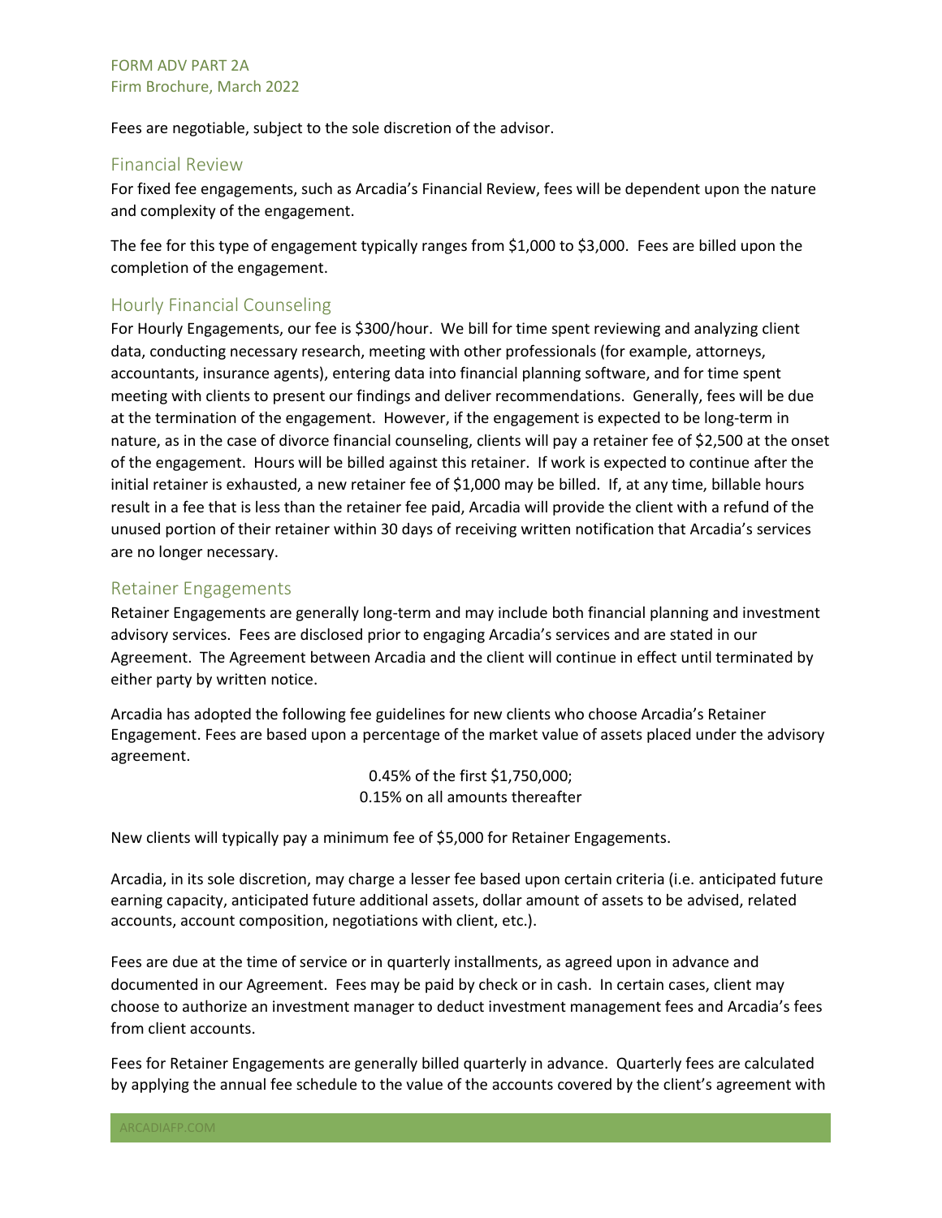Fees are negotiable, subject to the sole discretion of the advisor.

## Financial Review

For fixed fee engagements, such as Arcadia's Financial Review, fees will be dependent upon the nature and complexity of the engagement.

The fee for this type of engagement typically ranges from $1,000 to $3,000. Fees are billed upon the completion of the engagement.

## Hourly Financial Counseling

For Hourly Engagements, our fee is $300/hour. We bill for time spent reviewing and analyzing client data, conducting necessary research, meeting with other professionals (for example, attorneys, accountants, insurance agents), entering data into financial planning software, and for time spent meeting with clients to present our findings and deliver recommendations. Generally, fees will be due at the termination of the engagement. However, if the engagement is expected to be long-term in nature, as in the case of divorce financial counseling, clients will pay a retainer fee of $2,500 at the onset of the engagement. Hours will be billed against this retainer. If work is expected to continue after the initial retainer is exhausted, a new retainer fee of $1,000 may be billed. If, at any time, billable hours result in a fee that is less than the retainer fee paid, Arcadia will provide the client with a refund of the unused portion of their retainer within 30 days of receiving written notification that Arcadia's services are no longer necessary.

## Retainer Engagements

Retainer Engagements are generally long-term and may include both financial planning and investment advisory services. Fees are disclosed prior to engaging Arcadia's services and are stated in our Agreement. The Agreement between Arcadia and the client will continue in effect until terminated by either party by written notice.

Arcadia has adopted the following fee guidelines for new clients who choose Arcadia's Retainer Engagement. Fees are based upon a percentage of the market value of assets placed under the advisory agreement.

0.45% of the first $1,750,000;
0.15% on all amounts thereafter

New clients will typically pay a minimum fee of $5,000 for Retainer Engagements.

Arcadia, in its sole discretion, may charge a lesser fee based upon certain criteria (i.e. anticipated future earning capacity, anticipated future additional assets, dollar amount of assets to be advised, related accounts, account composition, negotiations with client, etc.).

Fees are due at the time of service or in quarterly installments, as agreed upon in advance and documented in our Agreement. Fees may be paid by check or in cash. In certain cases, client may choose to authorize an investment manager to deduct investment management fees and Arcadia's fees from client accounts.

Fees for Retainer Engagements are generally billed quarterly in advance. Quarterly fees are calculated by applying the annual fee schedule to the value of the accounts covered by the client's agreement with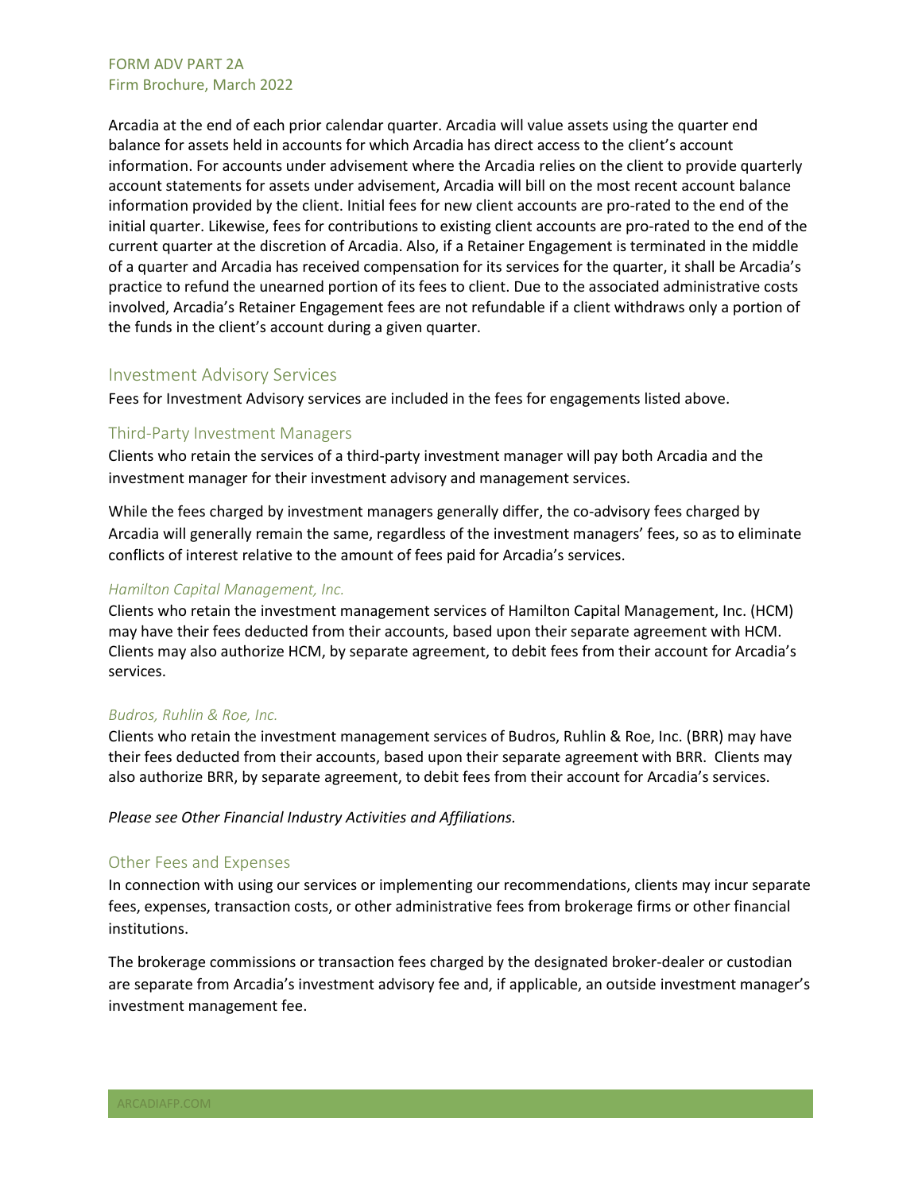Arcadia at the end of each prior calendar quarter. Arcadia will value assets using the quarter end balance for assets held in accounts for which Arcadia has direct access to the client's account information. For accounts under advisement where the Arcadia relies on the client to provide quarterly account statements for assets under advisement, Arcadia will bill on the most recent account balance information provided by the client. Initial fees for new client accounts are pro-rated to the end of the initial quarter. Likewise, fees for contributions to existing client accounts are pro-rated to the end of the current quarter at the discretion of Arcadia. Also, if a Retainer Engagement is terminated in the middle of a quarter and Arcadia has received compensation for its services for the quarter, it shall be Arcadia's practice to refund the unearned portion of its fees to client. Due to the associated administrative costs involved, Arcadia's Retainer Engagement fees are not refundable if a client withdraws only a portion of the funds in the client's account during a given quarter.

## Investment Advisory Services

Fees for Investment Advisory services are included in the fees for engagements listed above.

### Third-Party Investment Managers

Clients who retain the services of a third-party investment manager will pay both Arcadia and the investment manager for their investment advisory and management services.

While the fees charged by investment managers generally differ, the co-advisory fees charged by Arcadia will generally remain the same, regardless of the investment managers' fees, so as to eliminate conflicts of interest relative to the amount of fees paid for Arcadia's services.

#### *Hamilton Capital Management, Inc.*

Clients who retain the investment management services of Hamilton Capital Management, Inc. (HCM) may have their fees deducted from their accounts, based upon their separate agreement with HCM. Clients may also authorize HCM, by separate agreement, to debit fees from their account for Arcadia's services.

#### *Budros, Ruhlin & Roe, Inc.*

Clients who retain the investment management services of Budros, Ruhlin & Roe, Inc. (BRR) may have their fees deducted from their accounts, based upon their separate agreement with BRR. Clients may also authorize BRR, by separate agreement, to debit fees from their account for Arcadia's services.

*Please see Other Financial Industry Activities and Affiliations.*

### Other Fees and Expenses

In connection with using our services or implementing our recommendations, clients may incur separate fees, expenses, transaction costs, or other administrative fees from brokerage firms or other financial institutions.

The brokerage commissions or transaction fees charged by the designated broker-dealer or custodian are separate from Arcadia's investment advisory fee and, if applicable, an outside investment manager's investment management fee.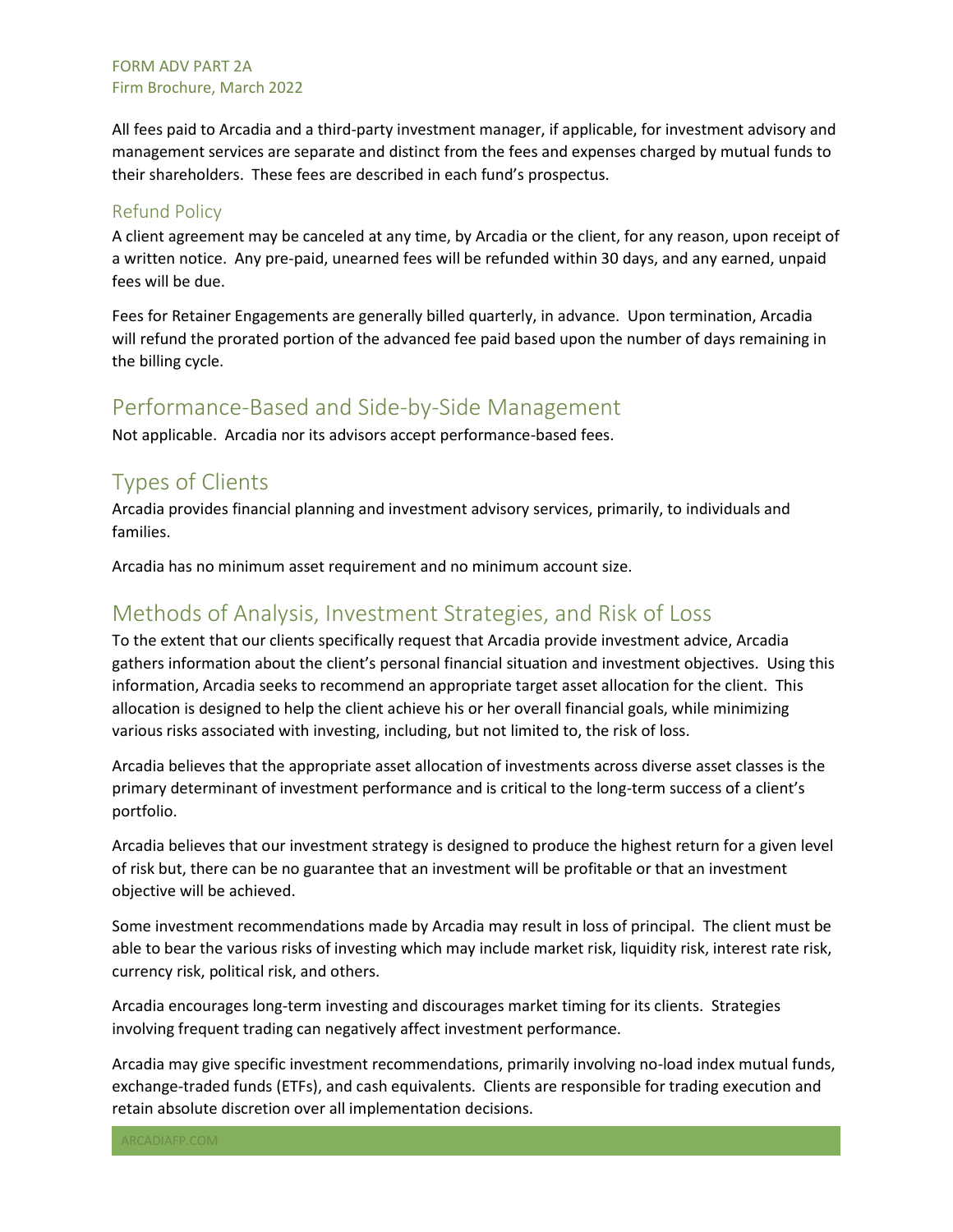All fees paid to Arcadia and a third-party investment manager, if applicable, for investment advisory and management services are separate and distinct from the fees and expenses charged by mutual funds to their shareholders. These fees are described in each fund's prospectus.

### Refund Policy

A client agreement may be canceled at any time, by Arcadia or the client, for any reason, upon receipt of a written notice. Any pre-paid, unearned fees will be refunded within 30 days, and any earned, unpaid fees will be due.

Fees for Retainer Engagements are generally billed quarterly, in advance. Upon termination, Arcadia will refund the prorated portion of the advanced fee paid based upon the number of days remaining in the billing cycle.

## Performance-Based and Side-by-Side Management

Not applicable. Arcadia nor its advisors accept performance-based fees.

## Types of Clients

Arcadia provides financial planning and investment advisory services, primarily, to individuals and families.

Arcadia has no minimum asset requirement and no minimum account size.

## Methods of Analysis, Investment Strategies, and Risk of Loss

To the extent that our clients specifically request that Arcadia provide investment advice, Arcadia gathers information about the client's personal financial situation and investment objectives. Using this information, Arcadia seeks to recommend an appropriate target asset allocation for the client. This allocation is designed to help the client achieve his or her overall financial goals, while minimizing various risks associated with investing, including, but not limited to, the risk of loss.

Arcadia believes that the appropriate asset allocation of investments across diverse asset classes is the primary determinant of investment performance and is critical to the long-term success of a client's portfolio.

Arcadia believes that our investment strategy is designed to produce the highest return for a given level of risk but, there can be no guarantee that an investment will be profitable or that an investment objective will be achieved.

Some investment recommendations made by Arcadia may result in loss of principal. The client must be able to bear the various risks of investing which may include market risk, liquidity risk, interest rate risk, currency risk, political risk, and others.

Arcadia encourages long-term investing and discourages market timing for its clients. Strategies involving frequent trading can negatively affect investment performance.

Arcadia may give specific investment recommendations, primarily involving no-load index mutual funds, exchange-traded funds (ETFs), and cash equivalents. Clients are responsible for trading execution and retain absolute discretion over all implementation decisions.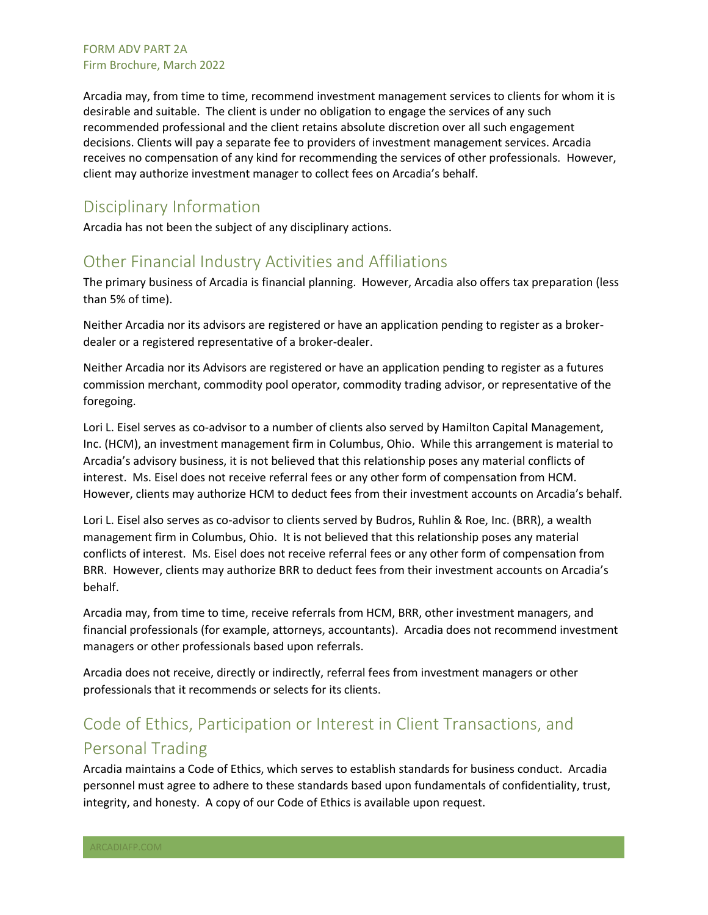Arcadia may, from time to time, recommend investment management services to clients for whom it is desirable and suitable. The client is under no obligation to engage the services of any such recommended professional and the client retains absolute discretion over all such engagement decisions. Clients will pay a separate fee to providers of investment management services. Arcadia receives no compensation of any kind for recommending the services of other professionals. However, client may authorize investment manager to collect fees on Arcadia's behalf.

## Disciplinary Information

Arcadia has not been the subject of any disciplinary actions.

## Other Financial Industry Activities and Affiliations

The primary business of Arcadia is financial planning. However, Arcadia also offers tax preparation (less than 5% of time).

Neither Arcadia nor its advisors are registered or have an application pending to register as a broker-dealer or a registered representative of a broker-dealer.

Neither Arcadia nor its Advisors are registered or have an application pending to register as a futures commission merchant, commodity pool operator, commodity trading advisor, or representative of the foregoing.

Lori L. Eisel serves as co-advisor to a number of clients also served by Hamilton Capital Management, Inc. (HCM), an investment management firm in Columbus, Ohio. While this arrangement is material to Arcadia's advisory business, it is not believed that this relationship poses any material conflicts of interest. Ms. Eisel does not receive referral fees or any other form of compensation from HCM. However, clients may authorize HCM to deduct fees from their investment accounts on Arcadia's behalf.

Lori L. Eisel also serves as co-advisor to clients served by Budros, Ruhlin & Roe, Inc. (BRR), a wealth management firm in Columbus, Ohio. It is not believed that this relationship poses any material conflicts of interest. Ms. Eisel does not receive referral fees or any other form of compensation from BRR. However, clients may authorize BRR to deduct fees from their investment accounts on Arcadia's behalf.

Arcadia may, from time to time, receive referrals from HCM, BRR, other investment managers, and financial professionals (for example, attorneys, accountants). Arcadia does not recommend investment managers or other professionals based upon referrals.

Arcadia does not receive, directly or indirectly, referral fees from investment managers or other professionals that it recommends or selects for its clients.

## Code of Ethics, Participation or Interest in Client Transactions, and Personal Trading

Arcadia maintains a Code of Ethics, which serves to establish standards for business conduct. Arcadia personnel must agree to adhere to these standards based upon fundamentals of confidentiality, trust, integrity, and honesty. A copy of our Code of Ethics is available upon request.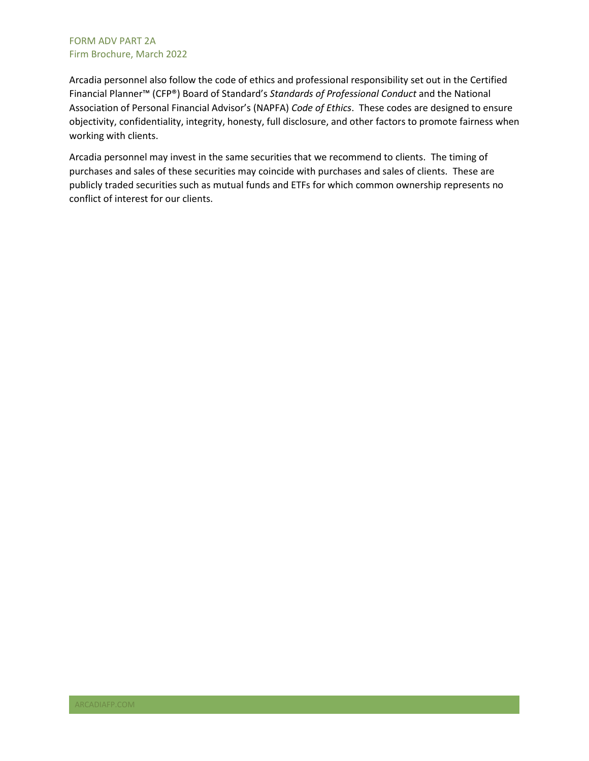Arcadia personnel also follow the code of ethics and professional responsibility set out in the Certified Financial Planner™ (CFP®) Board of Standard's *Standards of Professional Conduct* and the National Association of Personal Financial Advisor's (NAPFA) *Code of Ethics*. These codes are designed to ensure objectivity, confidentiality, integrity, honesty, full disclosure, and other factors to promote fairness when working with clients.

Arcadia personnel may invest in the same securities that we recommend to clients. The timing of purchases and sales of these securities may coincide with purchases and sales of clients. These are publicly traded securities such as mutual funds and ETFs for which common ownership represents no conflict of interest for our clients.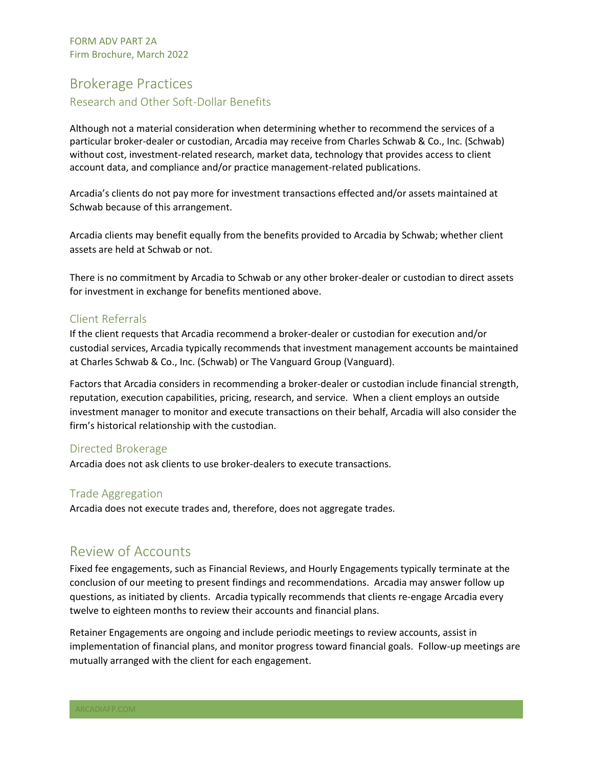## Brokerage Practices

### Research and Other Soft-Dollar Benefits

Although not a material consideration when determining whether to recommend the services of a particular broker-dealer or custodian, Arcadia may receive from Charles Schwab & Co., Inc. (Schwab) without cost, investment-related research, market data, technology that provides access to client account data, and compliance and/or practice management-related publications.

Arcadia's clients do not pay more for investment transactions effected and/or assets maintained at Schwab because of this arrangement.

Arcadia clients may benefit equally from the benefits provided to Arcadia by Schwab; whether client assets are held at Schwab or not.

There is no commitment by Arcadia to Schwab or any other broker-dealer or custodian to direct assets for investment in exchange for benefits mentioned above.

### Client Referrals

If the client requests that Arcadia recommend a broker-dealer or custodian for execution and/or custodial services, Arcadia typically recommends that investment management accounts be maintained at Charles Schwab & Co., Inc. (Schwab) or The Vanguard Group (Vanguard).

Factors that Arcadia considers in recommending a broker-dealer or custodian include financial strength, reputation, execution capabilities, pricing, research, and service. When a client employs an outside investment manager to monitor and execute transactions on their behalf, Arcadia will also consider the firm's historical relationship with the custodian.

### Directed Brokerage

Arcadia does not ask clients to use broker-dealers to execute transactions.

### Trade Aggregation

Arcadia does not execute trades and, therefore, does not aggregate trades.

## Review of Accounts

Fixed fee engagements, such as Financial Reviews, and Hourly Engagements typically terminate at the conclusion of our meeting to present findings and recommendations. Arcadia may answer follow up questions, as initiated by clients. Arcadia typically recommends that clients re-engage Arcadia every twelve to eighteen months to review their accounts and financial plans.

Retainer Engagements are ongoing and include periodic meetings to review accounts, assist in implementation of financial plans, and monitor progress toward financial goals. Follow-up meetings are mutually arranged with the client for each engagement.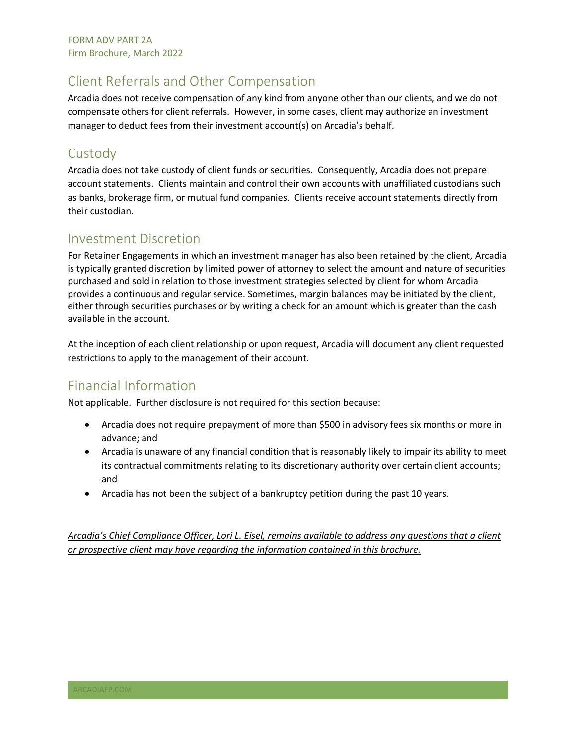## Client Referrals and Other Compensation

Arcadia does not receive compensation of any kind from anyone other than our clients, and we do not compensate others for client referrals. However, in some cases, client may authorize an investment manager to deduct fees from their investment account(s) on Arcadia's behalf.

## Custody

Arcadia does not take custody of client funds or securities. Consequently, Arcadia does not prepare account statements. Clients maintain and control their own accounts with unaffiliated custodians such as banks, brokerage firm, or mutual fund companies. Clients receive account statements directly from their custodian.

## Investment Discretion

For Retainer Engagements in which an investment manager has also been retained by the client, Arcadia is typically granted discretion by limited power of attorney to select the amount and nature of securities purchased and sold in relation to those investment strategies selected by client for whom Arcadia provides a continuous and regular service. Sometimes, margin balances may be initiated by the client, either through securities purchases or by writing a check for an amount which is greater than the cash available in the account.

At the inception of each client relationship or upon request, Arcadia will document any client requested restrictions to apply to the management of their account.

## Financial Information

Not applicable. Further disclosure is not required for this section because:

- Arcadia does not require prepayment of more than $500 in advisory fees six months or more in advance; and
- Arcadia is unaware of any financial condition that is reasonably likely to impair its ability to meet its contractual commitments relating to its discretionary authority over certain client accounts; and
- Arcadia has not been the subject of a bankruptcy petition during the past 10 years.

*Arcadia's Chief Compliance Officer, Lori L. Eisel, remains available to address any questions that a client or prospective client may have regarding the information contained in this brochure.*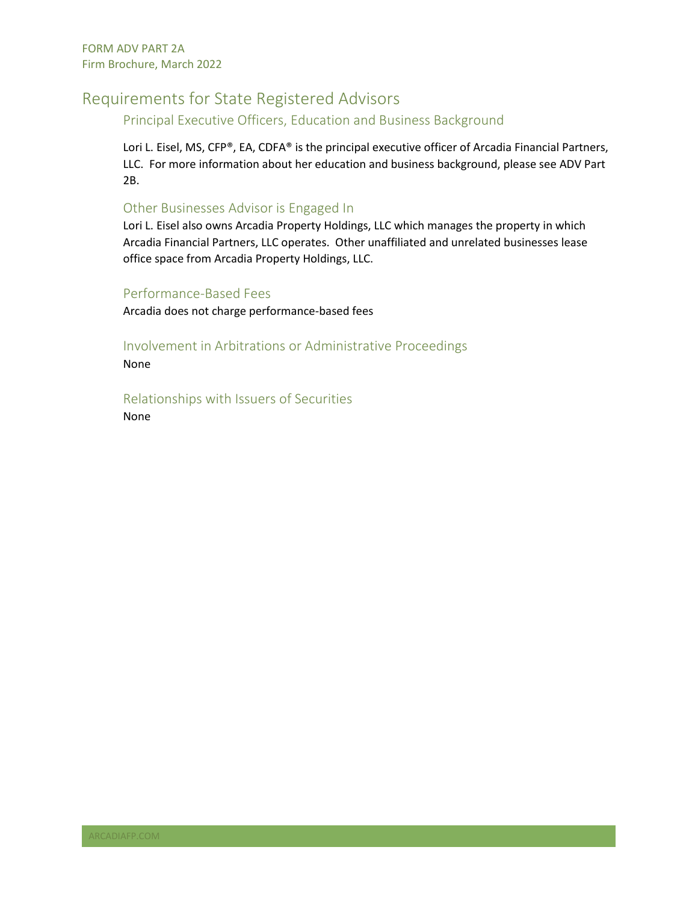# Requirements for State Registered Advisors

## Principal Executive Officers, Education and Business Background

Lori L. Eisel, MS, CFP®, EA, CDFA® is the principal executive officer of Arcadia Financial Partners, LLC. For more information about her education and business background, please see ADV Part 2B.

## Other Businesses Advisor is Engaged In

Lori L. Eisel also owns Arcadia Property Holdings, LLC which manages the property in which Arcadia Financial Partners, LLC operates. Other unaffiliated and unrelated businesses lease office space from Arcadia Property Holdings, LLC.

## Performance-Based Fees

Arcadia does not charge performance-based fees

## Involvement in Arbitrations or Administrative Proceedings

None

## Relationships with Issuers of Securities

None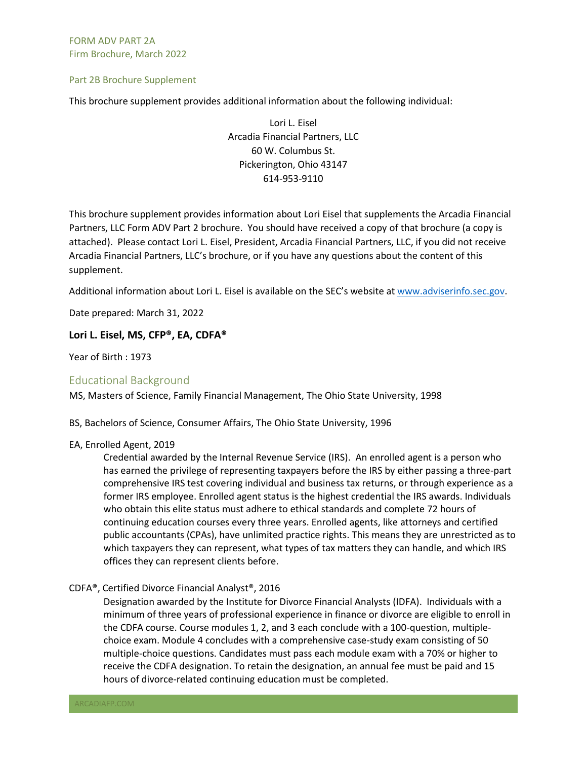FORM ADV PART 2A
Firm Brochure, March 2022

## Part 2B Brochure Supplement

This brochure supplement provides additional information about the following individual:

Lori L. Eisel
Arcadia Financial Partners, LLC
60 W. Columbus St.
Pickerington, Ohio 43147
614-953-9110

This brochure supplement provides information about Lori Eisel that supplements the Arcadia Financial Partners, LLC Form ADV Part 2 brochure. You should have received a copy of that brochure (a copy is attached). Please contact Lori L. Eisel, President, Arcadia Financial Partners, LLC, if you did not receive Arcadia Financial Partners, LLC's brochure, or if you have any questions about the content of this supplement.

Additional information about Lori L. Eisel is available on the SEC's website at www.adviserinfo.sec.gov.

Date prepared: March 31, 2022

**Lori L. Eisel, MS, CFP®, EA, CDFA®**

Year of Birth : 1973

## Educational Background

MS, Masters of Science, Family Financial Management, The Ohio State University, 1998

BS, Bachelors of Science, Consumer Affairs, The Ohio State University, 1996

EA, Enrolled Agent, 2019

> Credential awarded by the Internal Revenue Service (IRS). An enrolled agent is a person who has earned the privilege of representing taxpayers before the IRS by either passing a three-part comprehensive IRS test covering individual and business tax returns, or through experience as a former IRS employee. Enrolled agent status is the highest credential the IRS awards. Individuals who obtain this elite status must adhere to ethical standards and complete 72 hours of continuing education courses every three years. Enrolled agents, like attorneys and certified public accountants (CPAs), have unlimited practice rights. This means they are unrestricted as to which taxpayers they can represent, what types of tax matters they can handle, and which IRS offices they can represent clients before.

CDFA®, Certified Divorce Financial Analyst®, 2016

> Designation awarded by the Institute for Divorce Financial Analysts (IDFA). Individuals with a minimum of three years of professional experience in finance or divorce are eligible to enroll in the CDFA course. Course modules 1, 2, and 3 each conclude with a 100-question, multiple-choice exam. Module 4 concludes with a comprehensive case-study exam consisting of 50 multiple-choice questions. Candidates must pass each module exam with a 70% or higher to receive the CDFA designation. To retain the designation, an annual fee must be paid and 15 hours of divorce-related continuing education must be completed.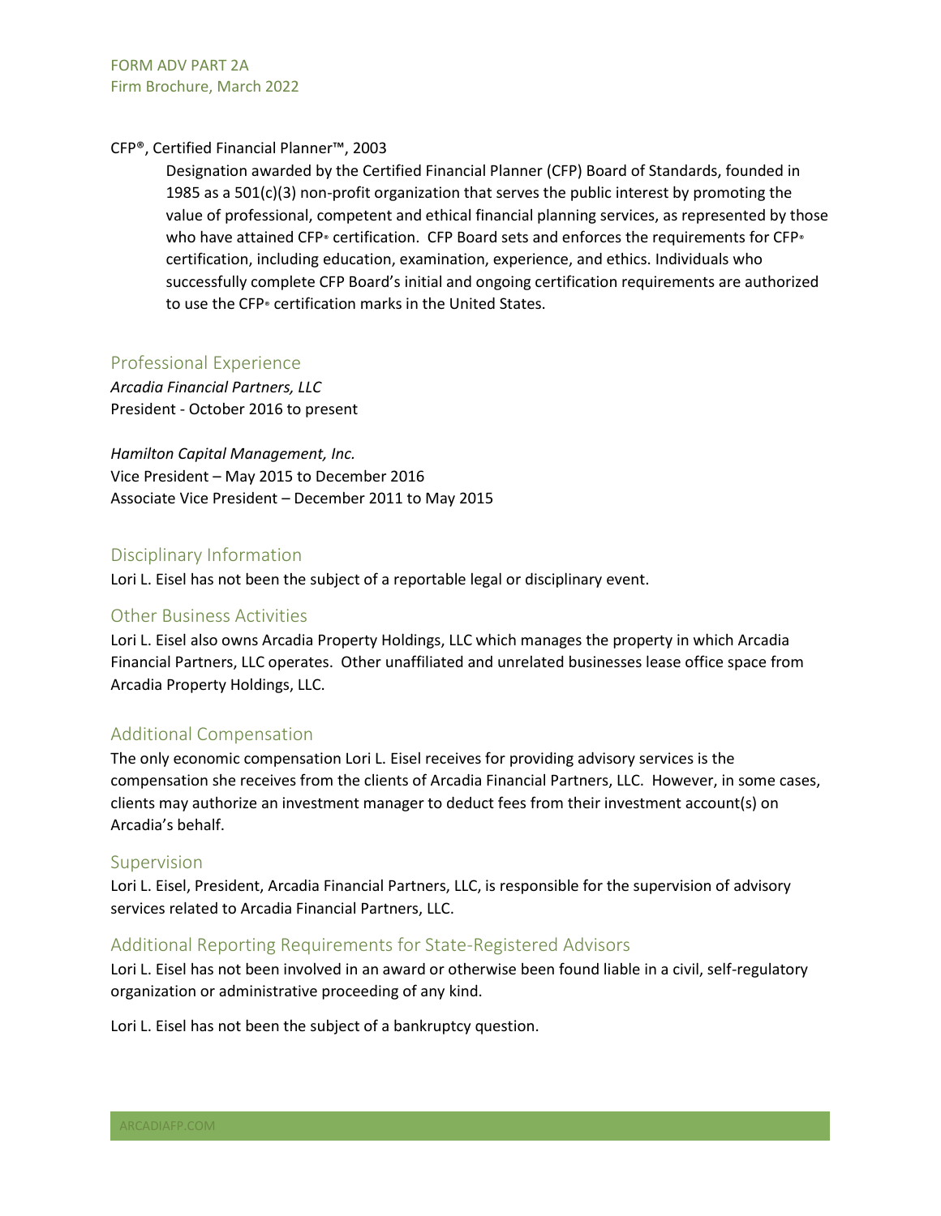CFP®, Certified Financial Planner™, 2003

Designation awarded by the Certified Financial Planner (CFP) Board of Standards, founded in 1985 as a 501(c)(3) non-profit organization that serves the public interest by promoting the value of professional, competent and ethical financial planning services, as represented by those who have attained CFP® certification. CFP Board sets and enforces the requirements for CFP® certification, including education, examination, experience, and ethics. Individuals who successfully complete CFP Board's initial and ongoing certification requirements are authorized to use the CFP® certification marks in the United States.

## Professional Experience

*Arcadia Financial Partners, LLC*
President - October 2016 to present

*Hamilton Capital Management, Inc.*
Vice President – May 2015 to December 2016
Associate Vice President – December 2011 to May 2015

## Disciplinary Information

Lori L. Eisel has not been the subject of a reportable legal or disciplinary event.

## Other Business Activities

Lori L. Eisel also owns Arcadia Property Holdings, LLC which manages the property in which Arcadia Financial Partners, LLC operates. Other unaffiliated and unrelated businesses lease office space from Arcadia Property Holdings, LLC.

## Additional Compensation

The only economic compensation Lori L. Eisel receives for providing advisory services is the compensation she receives from the clients of Arcadia Financial Partners, LLC. However, in some cases, clients may authorize an investment manager to deduct fees from their investment account(s) on Arcadia's behalf.

## Supervision

Lori L. Eisel, President, Arcadia Financial Partners, LLC, is responsible for the supervision of advisory services related to Arcadia Financial Partners, LLC.

## Additional Reporting Requirements for State-Registered Advisors

Lori L. Eisel has not been involved in an award or otherwise been found liable in a civil, self-regulatory organization or administrative proceeding of any kind.

Lori L. Eisel has not been the subject of a bankruptcy question.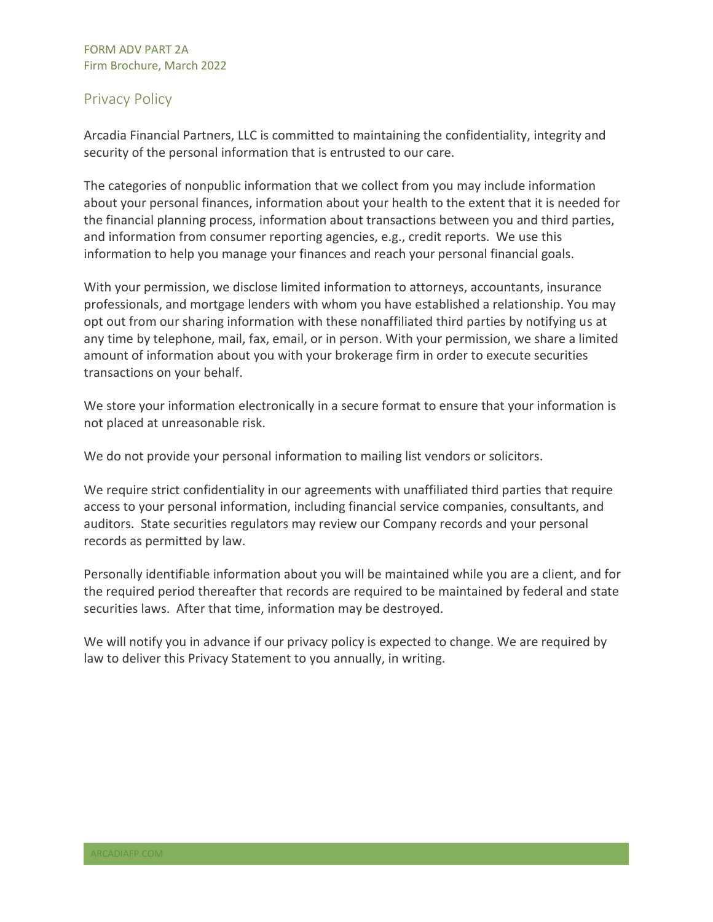## Privacy Policy

Arcadia Financial Partners, LLC is committed to maintaining the confidentiality, integrity and security of the personal information that is entrusted to our care.

The categories of nonpublic information that we collect from you may include information about your personal finances, information about your health to the extent that it is needed for the financial planning process, information about transactions between you and third parties, and information from consumer reporting agencies, e.g., credit reports. We use this information to help you manage your finances and reach your personal financial goals.

With your permission, we disclose limited information to attorneys, accountants, insurance professionals, and mortgage lenders with whom you have established a relationship. You may opt out from our sharing information with these nonaffiliated third parties by notifying us at any time by telephone, mail, fax, email, or in person. With your permission, we share a limited amount of information about you with your brokerage firm in order to execute securities transactions on your behalf.

We store your information electronically in a secure format to ensure that your information is not placed at unreasonable risk.

We do not provide your personal information to mailing list vendors or solicitors.

We require strict confidentiality in our agreements with unaffiliated third parties that require access to your personal information, including financial service companies, consultants, and auditors. State securities regulators may review our Company records and your personal records as permitted by law.

Personally identifiable information about you will be maintained while you are a client, and for the required period thereafter that records are required to be maintained by federal and state securities laws. After that time, information may be destroyed.

We will notify you in advance if our privacy policy is expected to change. We are required by law to deliver this Privacy Statement to you annually, in writing.